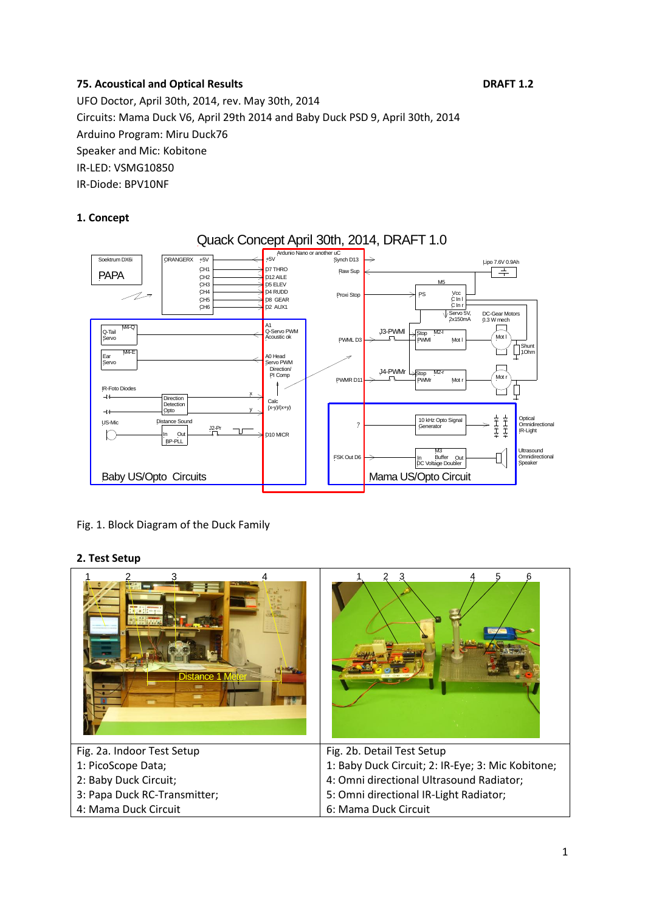**75. Acoustical and Optical Results** **DRAFT 1.2**

UFO Doctor, April 30th, 2014, rev. May 30th, 2014

Circuits: Mama Duck V6, April 29th 2014 and Baby Duck PSD 9, April 30th, 2014

Arduino Program: Miru Duck76

Speaker and Mic: Kobitone

IR-LED: VSMG10850

IR-Diode: BPV10NF

## 1. Concept

Fig. 1. Block Diagram of the Duck Family

## 2. Test Setup

| Fig. 2a. Indoor Test Setup | Fig. 2b. Detail Test Setup |
|---|---|
| 1: PicoScope Data; | 1: Baby Duck Circuit; 2: IR-Eye; 3: Mic Kobitone; |
| 2: Baby Duck Circuit; | 4: Omni directional Ultrasound Radiator; |
| 3: Papa Duck RC-Transmitter; | 5: Omni directional IR-Light Radiator; |
| 4: Mama Duck Circuit | 6: Mama Duck Circuit |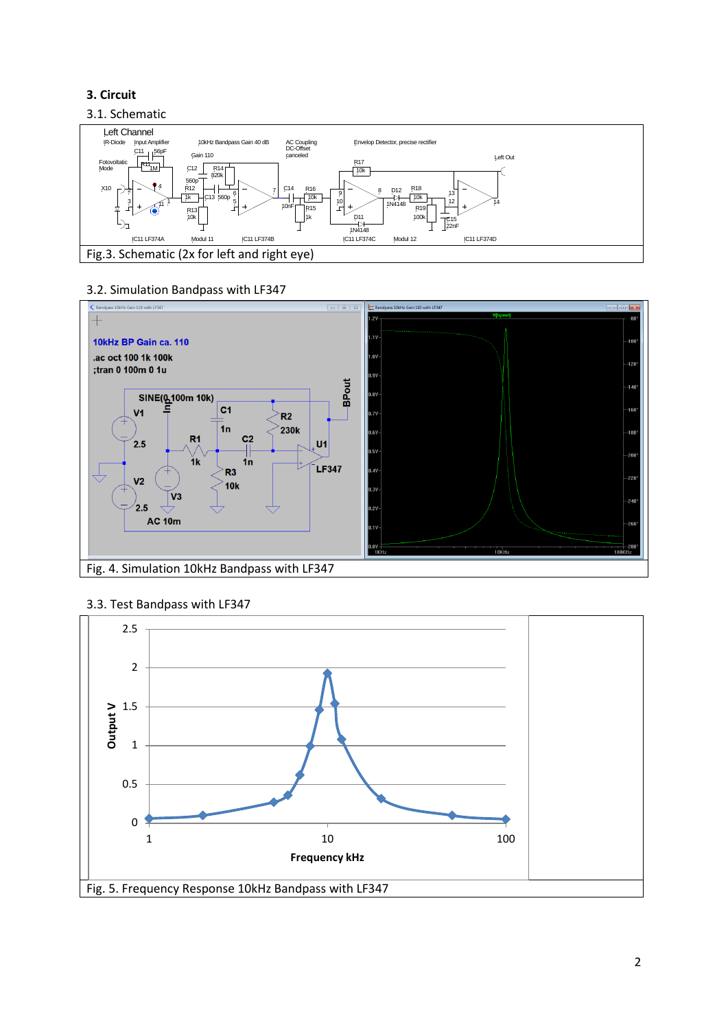### 3. Circuit

3.1. Schematic

Fig.3. Schematic (2x for left and right eye)

3.2. Simulation Bandpass with LF347

Fig. 4. Simulation 10kHz Bandpass with LF347

3.3. Test Bandpass with LF347

Fig. 5. Frequency Response 10kHz Bandpass with LF347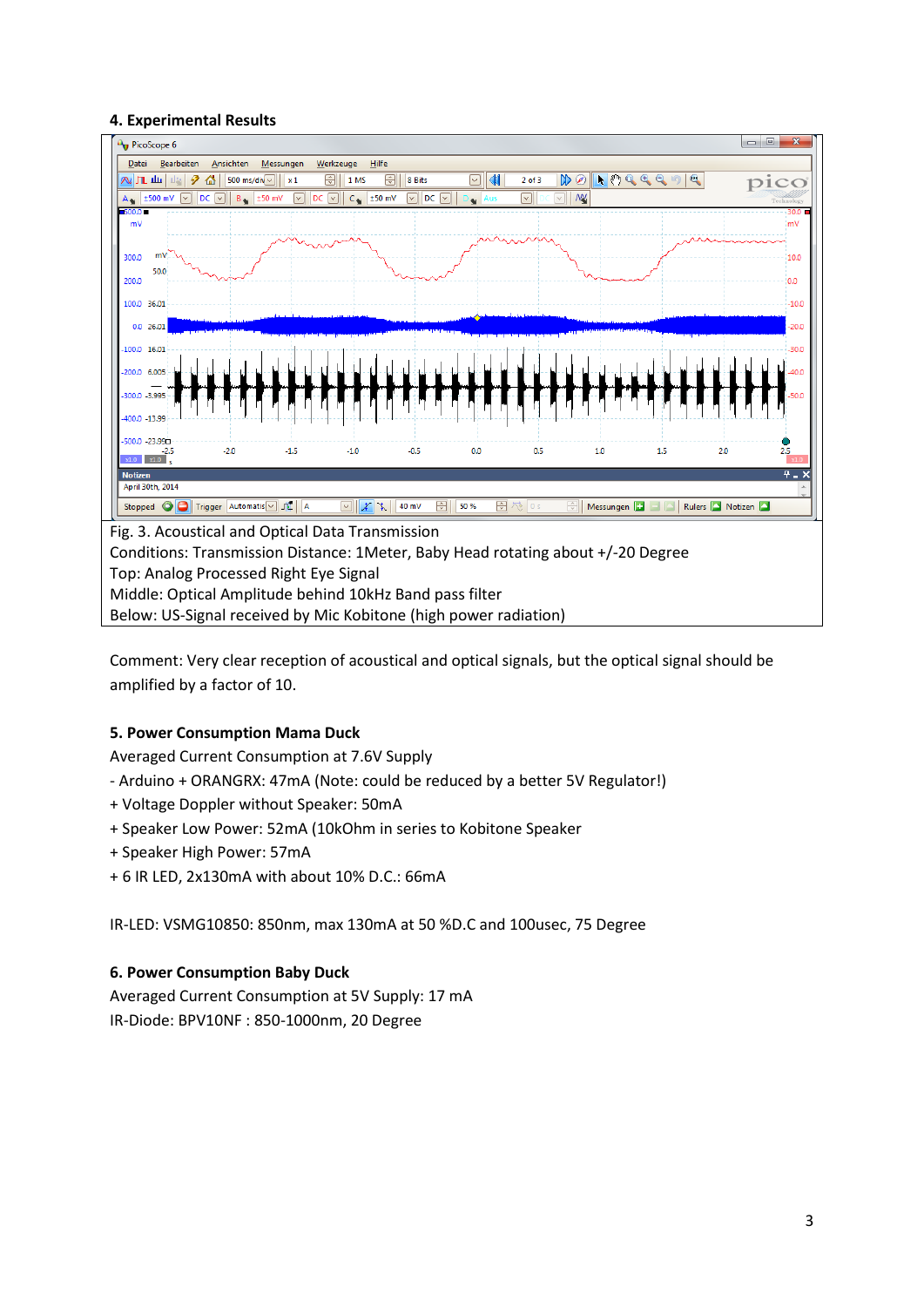### 4. Experimental Results

Fig. 3. Acoustical and Optical Data Transmission
Conditions: Transmission Distance: 1Meter, Baby Head rotating about +/-20 Degree
Top: Analog Processed Right Eye Signal
Middle: Optical Amplitude behind 10kHz Band pass filter
Below: US-Signal received by Mic Kobitone (high power radiation)

Comment: Very clear reception of acoustical and optical signals, but the optical signal should be amplified by a factor of 10.

### 5. Power Consumption Mama Duck

Averaged Current Consumption at 7.6V Supply
- Arduino + ORANGRX: 47mA (Note: could be reduced by a better 5V Regulator!)
+ Voltage Doppler without Speaker: 50mA
+ Speaker Low Power: 52mA (10kOhm in series to Kobitone Speaker
+ Speaker High Power: 57mA
+ 6 IR LED, 2x130mA with about 10% D.C.: 66mA

IR-LED: VSMG10850: 850nm, max 130mA at 50 %D.C and 100usec, 75 Degree

### 6. Power Consumption Baby Duck

Averaged Current Consumption at 5V Supply: 17 mA
IR-Diode: BPV10NF : 850-1000nm, 20 Degree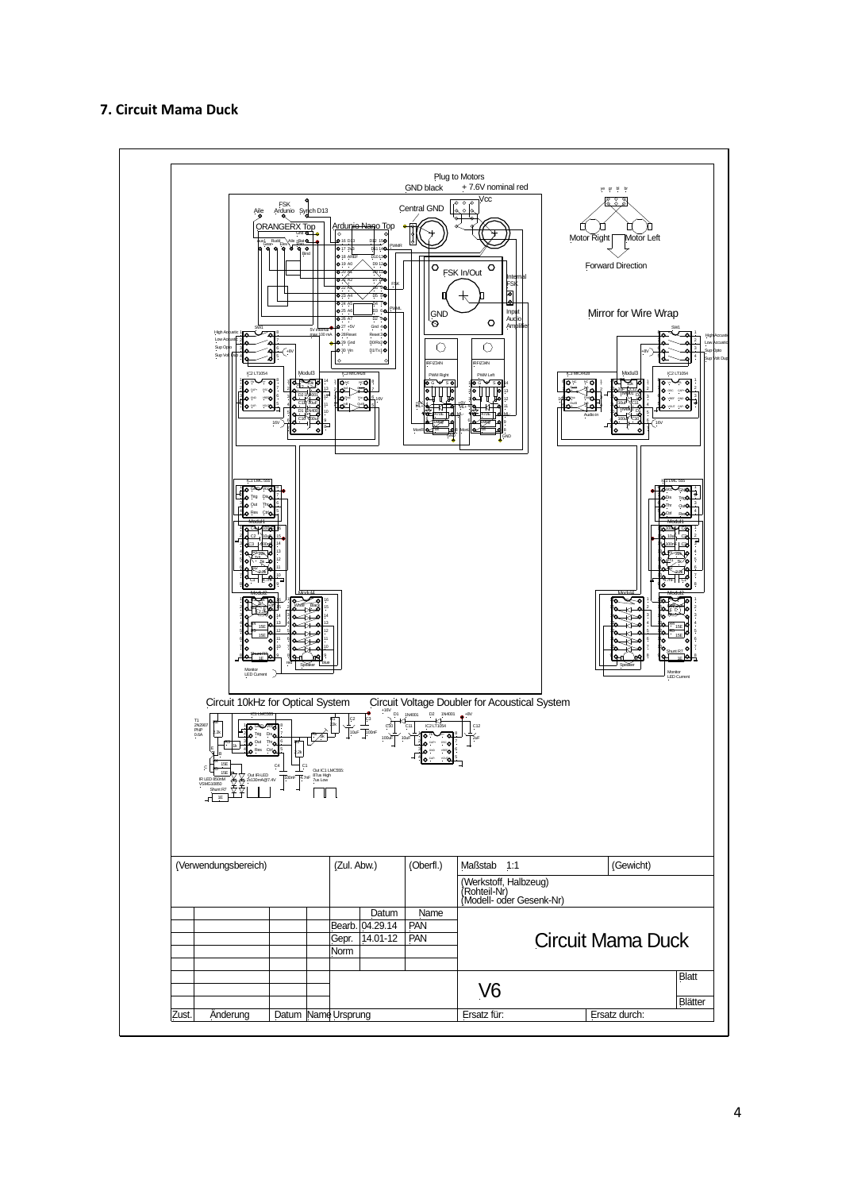# 7. Circuit Mama Duck

Plug to Motors

GND black + 7.6V nominal red

Vcc

Central GND

FSK

Aile Ardunio Synch D13

ORANGERX Top

Ardunio Nano Top

Motor Right Motor Left

Forward Direction

FSK In/Out

Internal FSK

GND

Input Audio Amplifier

Mirror for Wire Wrap

Circuit 10kHz for Optical System

Circuit Voltage Doubler for Acoustical System

| (Verwendungsbereich) | | | | (Zul. Abw.) | | (Oberfl.) | Maßstab 1:1 | (Gewicht) |
|---|---|---|---|---|---|---|---|---|
| | | | | | | | (Werkstoff, Halbzeug) (Rohteil-Nr) (Modell- oder Gesenk-Nr) | |
| | | | | | Datum | Name | | |
| | | | | Bearb. | 04.29.14 | PAN | Circuit Mama Duck | |
| | | | | Gepr. | 14.01-12 | PAN | | |
| | | | | Norm | | | | |
| | | | | | | | V6 | Blatt |
| | | | | | | | | Blätter |
| Zust. | Änderung | Datum | Name | Ursprung | | | Ersatz für: | Ersatz durch: |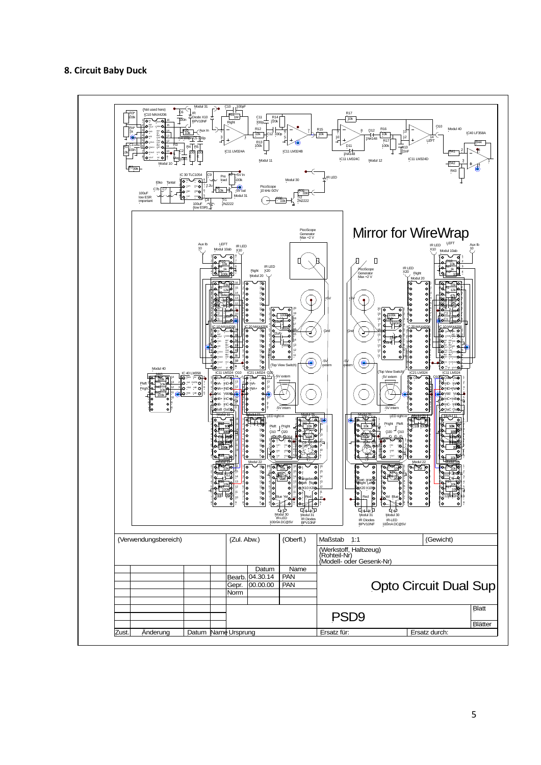## 8. Circuit Baby Duck

| (Verwendungsbereich) | | | | (Zul. Abw.) | | (Oberfl.) | Maßstab 1:1 | (Gewicht) |
|---|---|---|---|---|---|---|---|---|
| | | | | | | | (Werkstoff, Halbzeug) (Rohteil-Nr) (Modell- oder Gesenk-Nr) | |
| | | | | | Datum | Name | | |
| | | | | Bearb. | 04.30.14 | PAN | Opto Circuit Dual Sup | |
| | | | | Gepr. | 00.00.00 | PAN | | |
| | | | | Norm | | | | |
| | | | | | | | PSD9 | Blatt |
| | | | | | | | | Blätter |
| Zust. | Änderung | Datum | Name | Ursprung | | | Ersatz für: | Ersatz durch: |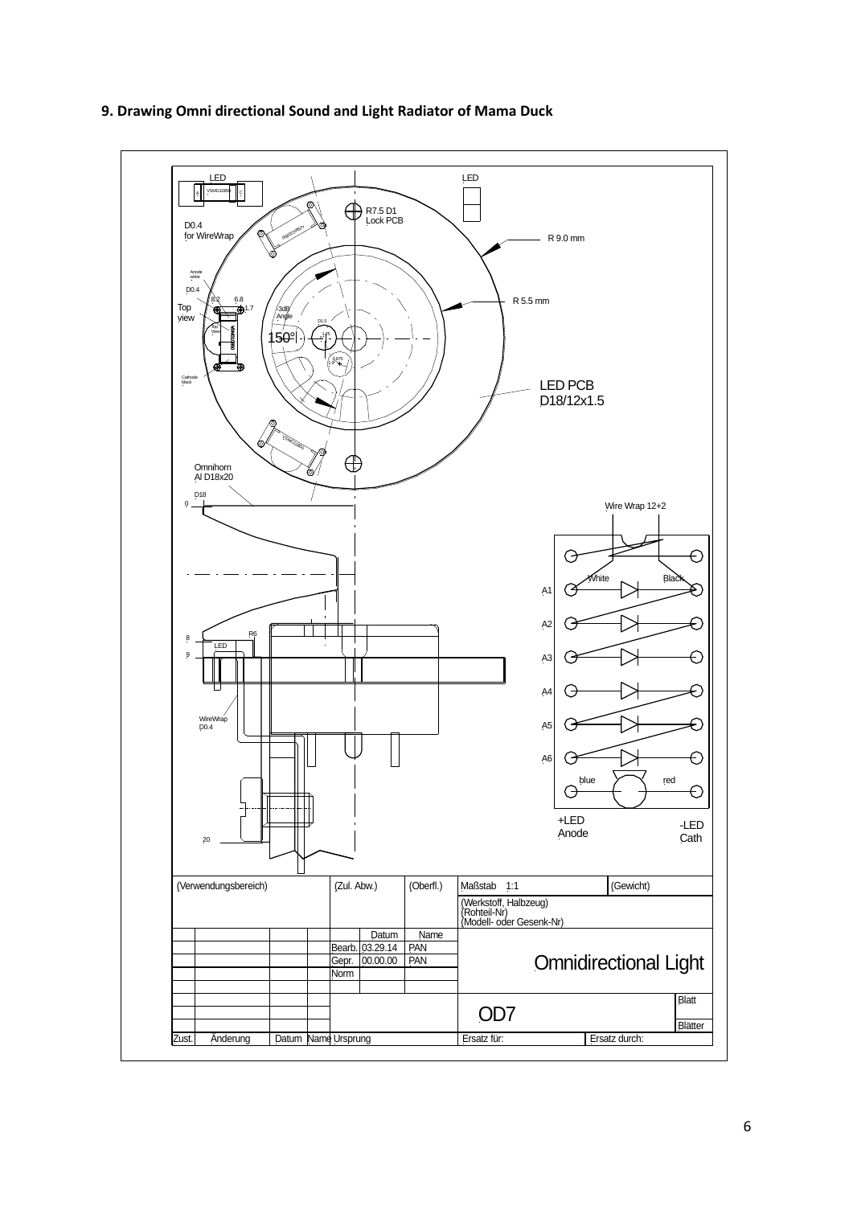**9. Drawing Omni directional Sound and Light Radiator of Mama Duck**

LED

VSMG10850

LED

R7.5 D1
Lock PCB

D0.4
for WireWrap

R 9.0 mm

Anode
white

D0.4

6.2
6.8

Top
view

1.7

-3dB
Angle

150°

R 5.5 mm

Cathode
black

LED PCB
D18/12x1.5

Omnihorn
Al D18x20

D18

0

Wire Wrap 12+2

White
Black

A1

A2

R6

8

LED

9

A3

A4

WireWrap
D0.4

A5

A6

blue
red

+LED
Anode

-LED
Cath

20

| (Verwendungsbereich) | (Zul. Abw.) | (Oberfl.) | Maßstab 1:1 | (Gewicht) |
|---|---|---|---|---|
| | | | (Werkstoff, Halbzeug) (Rohteil-Nr) (Modell- oder Gesenk-Nr) | |

| | Datum | Name |
|---|---|---|
| Bearb. | 03.29.14 | PAN |
| Gepr. | 00.00.00 | PAN |
| Norm | | |

Omnidirectional Light

OD7

Blatt

Blätter

| Zust. | Änderung | Datum | Name | Ursprung | Ersatz für: | Ersatz durch: |
|---|---|---|---|---|---|---|